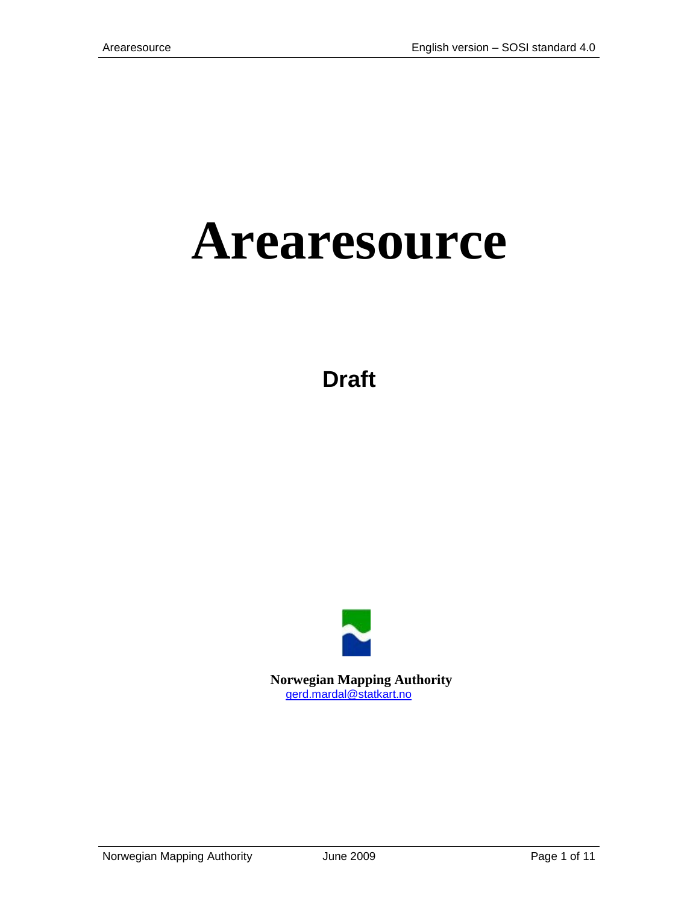# Arearesource

**Draft**

**Norwegian Mapping Authority**
gerd.mardal@statkart.no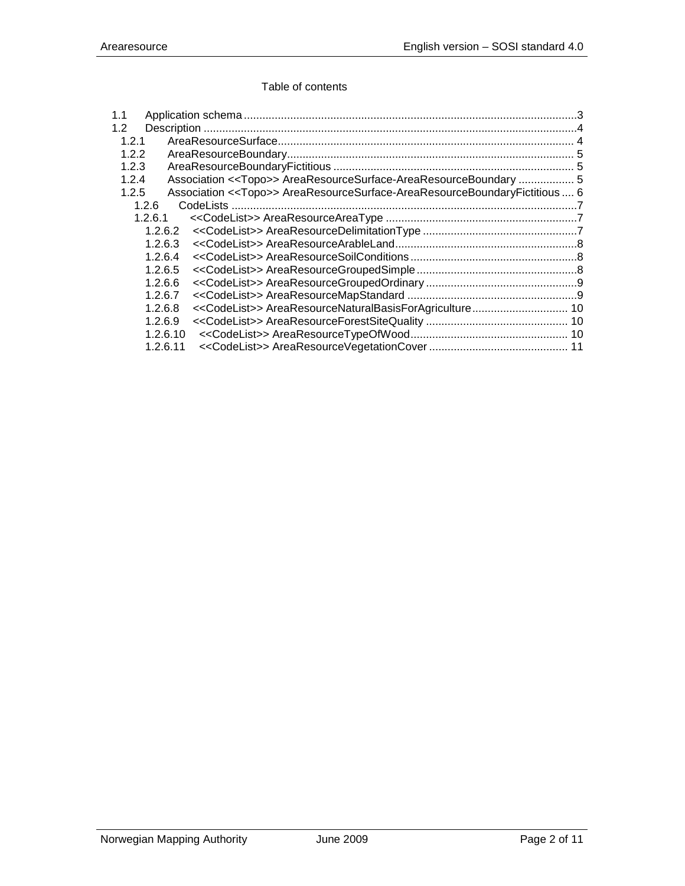Table of contents

- 1.1 Application schema ... 3
- 1.2 Description ... 4
  - 1.2.1 AreaResourceSurface ... 4
  - 1.2.2 AreaResourceBoundary ... 5
  - 1.2.3 AreaResourceBoundaryFictitious ... 5
  - 1.2.4 Association <<Topo>> AreaResourceSurface-AreaResourceBoundary ... 5
  - 1.2.5 Association <<Topo>> AreaResourceSurface-AreaResourceBoundaryFictitious ... 6
    - 1.2.6 CodeLists ... 7
    - 1.2.6.1 <<CodeList>> AreaResourceAreaType ... 7
      - 1.2.6.2 <<CodeList>> AreaResourceDelimitationType ... 7
      - 1.2.6.3 <<CodeList>> AreaResourceArableLand ... 8
      - 1.2.6.4 <<CodeList>> AreaResourceSoilConditions ... 8
      - 1.2.6.5 <<CodeList>> AreaResourceGroupedSimple ... 8
      - 1.2.6.6 <<CodeList>> AreaResourceGroupedOrdinary ... 9
      - 1.2.6.7 <<CodeList>> AreaResourceMapStandard ... 9
      - 1.2.6.8 <<CodeList>> AreaResourceNaturalBasisForAgriculture ... 10
      - 1.2.6.9 <<CodeList>> AreaResourceForestSiteQuality ... 10
      - 1.2.6.10 <<CodeList>> AreaResourceTypeOfWood ... 10
      - 1.2.6.11 <<CodeList>> AreaResourceVegetationCover ... 11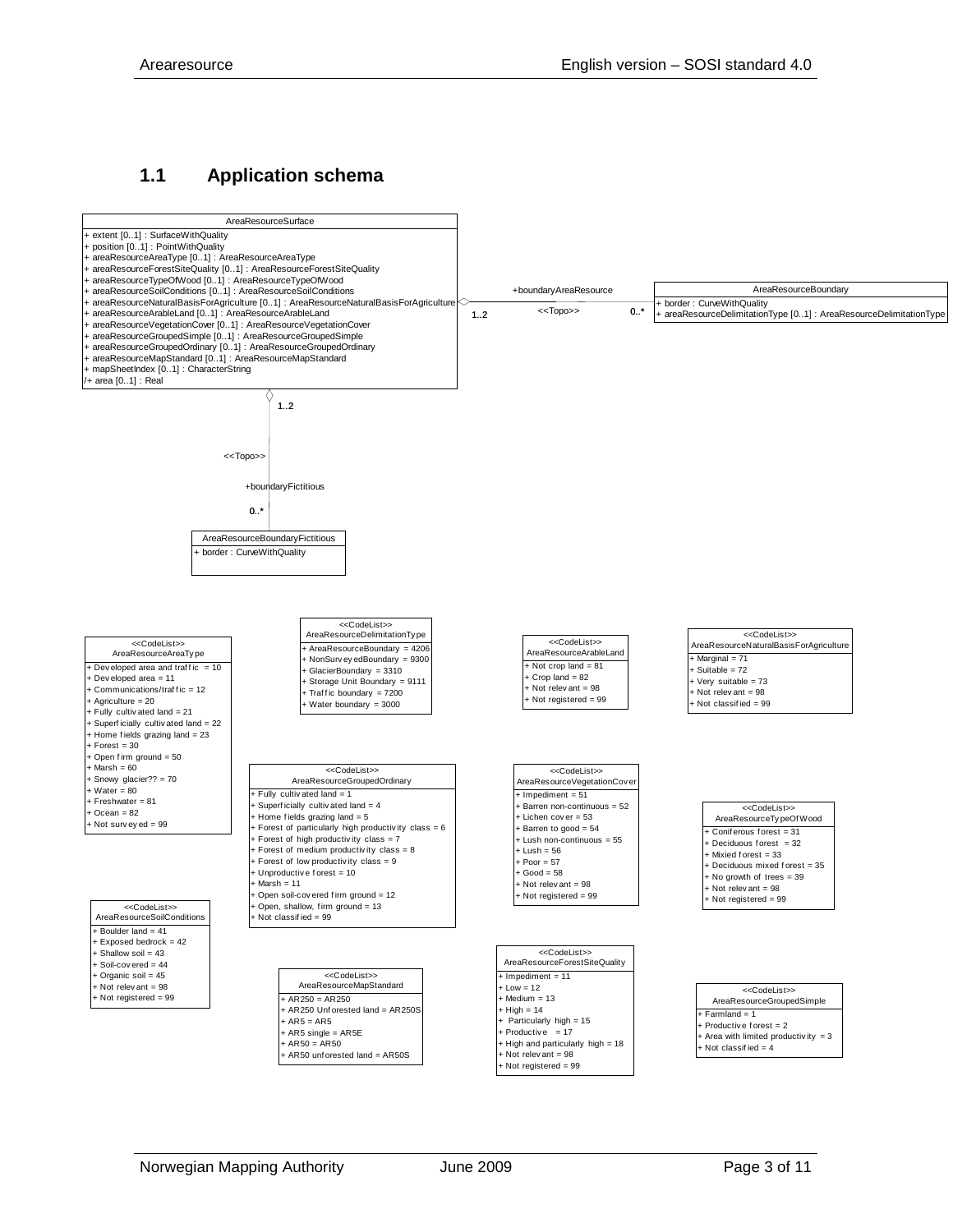## 1.1 Application schema

**AreaResourceSurface**

- + extent [0..1] : SurfaceWithQuality
- + position [0..1] : PointWithQuality
- + areaResourceAreaType [0..1] : AreaResourceAreaType
- + areaResourceForestSiteQuality [0..1] : AreaResourceForestSiteQuality
- + areaResourceTypeOfWood [0..1] : AreaResourceTypeOfWood
- + areaResourceSoilConditions [0..1] : AreaResourceSoilConditions
- + areaResourceNaturalBasisForAgriculture [0..1] : AreaResourceNaturalBasisForAgriculture
- + areaResourceArableLand [0..1] : AreaResourceArableLand
- + areaResourceVegetationCover [0..1] : AreaResourceVegetationCover
- + areaResourceGroupedSimple [0..1] : AreaResourceGroupedSimple
- + areaResourceGroupedOrdinary [0..1] : AreaResourceGroupedOrdinary
- + areaResourceMapStandard [0..1] : AreaResourceMapStandard
- + mapSheetIndex [0..1] : CharacterString
- /+ area [0..1] : Real

AreaResourceSurface 1..2 — <<Topo>> +boundaryAreaResource 0..* — AreaResourceBoundary

**AreaResourceBoundary**

- + border : CurveWithQuality
- + areaResourceDelimitationType [0..1] : AreaResourceDelimitationType

AreaResourceSurface 1..2 — <<Topo>> +boundaryFictitious 0..* — AreaResourceBoundaryFictitious

**AreaResourceBoundaryFictitious**

- + border : CurveWithQuality

**<<CodeList>> AreaResourceAreaType**

- + Developed area and traffic = 10
- + Developed area = 11
- + Communications/traffic = 12
- + Agriculture = 20
- + Fully cultivated land = 21
- + Superficially cultivated land = 22
- + Home fields grazing land = 23
- + Forest = 30
- + Open firm ground = 50
- + Marsh = 60
- + Snowy glacier?? = 70
- + Water = 80
- + Freshwater = 81
- + Ocean = 82
- + Not surveyed = 99

**<<CodeList>> AreaResourceDelimitationType**

- + AreaResourceBoundary = 4206
- + NonSurveyedBoundary = 9300
- + GlacierBoundary = 3310
- + Storage Unit Boundary = 9111
- + Traffic boundary = 7200
- + Water boundary = 3000

**<<CodeList>> AreaResourceArableLand**

- + Not crop land = 81
- + Crop land = 82
- + Not relevant = 98
- + Not registered = 99

**<<CodeList>> AreaResourceNaturalBasisForAgriculture**

- + Marginal = 71
- + Suitable = 72
- + Very suitable = 73
- + Not relevant = 98
- + Not classified = 99

**<<CodeList>> AreaResourceGroupedOrdinary**

- + Fully cultivated land = 1
- + Superficially cultivated land = 4
- + Home fields grazing land = 5
- + Forest of particularly high productivity class = 6
- + Forest of high productivity class = 7
- + Forest of medium productivity class = 8
- + Forest of low productivity class = 9
- + Unproductive forest = 10
- + Marsh = 11
- + Open soil-covered firm ground = 12
- + Open, shallow, firm ground = 13
- + Not classified = 99

**<<CodeList>> AreaResourceVegetationCover**

- + Impediment = 51
- + Barren non-continuous = 52
- + Lichen cover = 53
- + Barren to good = 54
- + Lush non-continuous = 55
- + Lush = 56
- + Poor = 57
- + Good = 58
- + Not relevant = 98
- + Not registered = 99

**<<CodeList>> AreaResourceTypeOfWood**

- + Coniferous forest = 31
- + Deciduous forest = 32
- + Mixied forest = 33
- + Deciduous mixed forest = 35
- + No growth of trees = 39
- + Not relevant = 98
- + Not registered = 99

**<<CodeList>> AreaResourceSoilConditions**

- + Boulder land = 41
- + Exposed bedrock = 42
- + Shallow soil = 43
- + Soil-covered = 44
- + Organic soil = 45
- + Not relevant = 98
- + Not registered = 99

**<<CodeList>> AreaResourceMapStandard**

- + AR250 = AR250
- + AR250 Unforested land = AR250S
- + AR5 = AR5
- + AR5 single = AR5E
- + AR50 = AR50
- + AR50 unforested land = AR50S

**<<CodeList>> AreaResourceForestSiteQuality**

- + Impediment = 11
- + Low = 12
- + Medium = 13
- + High = 14
- + Particularly high = 15
- + Productive = 17
- + High and particularly high = 18
- + Not relevant = 98
- + Not registered = 99

**<<CodeList>> AreaResourceGroupedSimple**

- + Farmland = 1
- + Productive forest = 2
- + Area with limited productivity = 3
- + Not classified = 4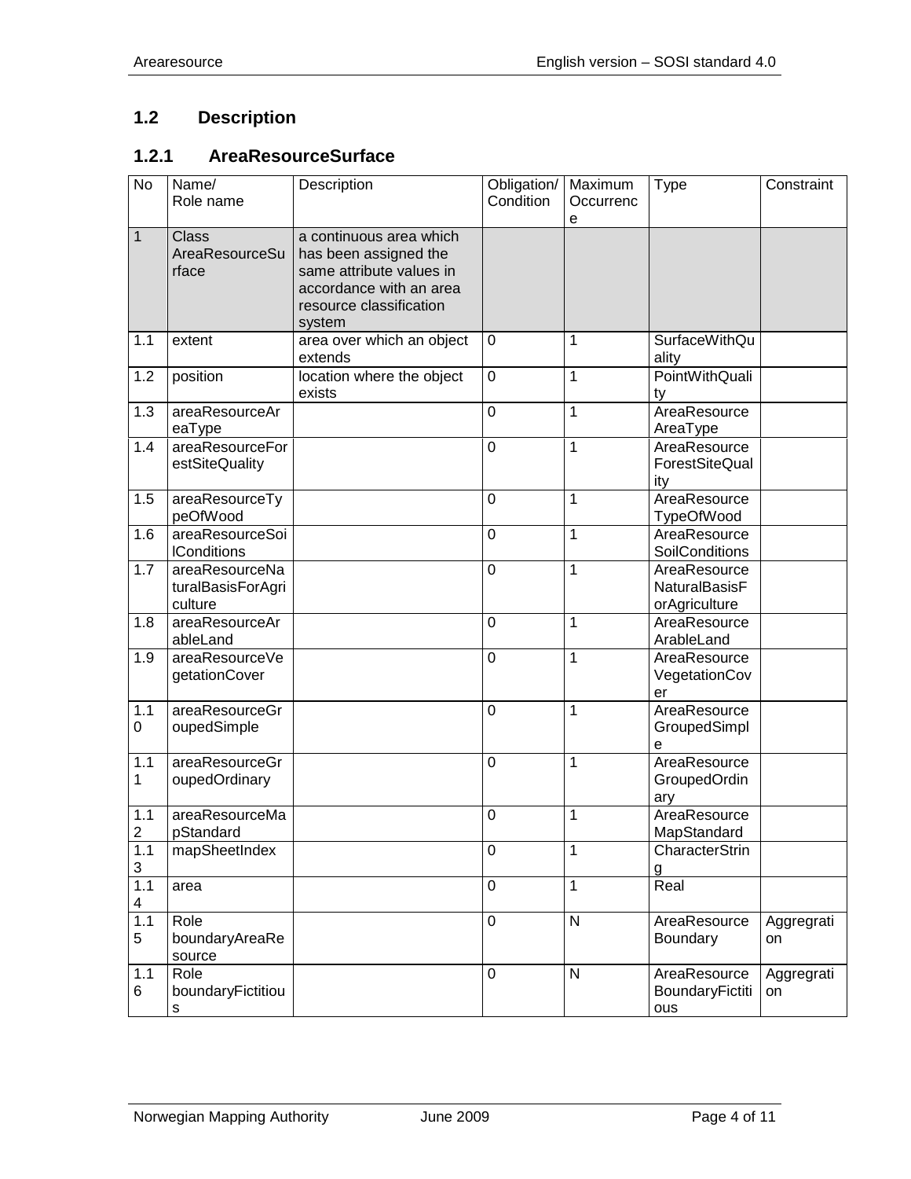## 1.2 Description

### 1.2.1 AreaResourceSurface

| No | Name/<br>Role name | Description | Obligation/<br>Condition | Maximum<br>Occurrence | Type | Constraint |
|---|---|---|---|---|---|---|
| 1 | Class<br>AreaResourceSurface | a continuous area which has been assigned the same attribute values in accordance with an area resource classification system | | | | |
| 1.1 | extent | area over which an object extends | 0 | 1 | SurfaceWithQuality | |
| 1.2 | position | location where the object exists | 0 | 1 | PointWithQuality | |
| 1.3 | areaResourceAreaType | | 0 | 1 | AreaResourceAreaType | |
| 1.4 | areaResourceForestSiteQuality | | 0 | 1 | AreaResourceForestSiteQuality | |
| 1.5 | areaResourceTypeOfWood | | 0 | 1 | AreaResourceTypeOfWood | |
| 1.6 | areaResourceSoilConditions | | 0 | 1 | AreaResourceSoilConditions | |
| 1.7 | areaResourceNaturalBasisForAgriculture | | 0 | 1 | AreaResourceNaturalBasisForAgriculture | |
| 1.8 | areaResourceArableLand | | 0 | 1 | AreaResourceArableLand | |
| 1.9 | areaResourceVegetationCover | | 0 | 1 | AreaResourceVegetationCover | |
| 1.10 | areaResourceGroupedSimple | | 0 | 1 | AreaResourceGroupedSimple | |
| 1.11 | areaResourceGroupedOrdinary | | 0 | 1 | AreaResourceGroupedOrdinary | |
| 1.12 | areaResourceMapStandard | | 0 | 1 | AreaResourceMapStandard | |
| 1.13 | mapSheetIndex | | 0 | 1 | CharacterString | |
| 1.14 | area | | 0 | 1 | Real | |
| 1.15 | Role<br>boundaryAreaResource | | 0 | N | AreaResourceBoundary | Aggregration |
| 1.16 | Role<br>boundaryFictitious | | 0 | N | AreaResourceBoundaryFictitious | Aggregration |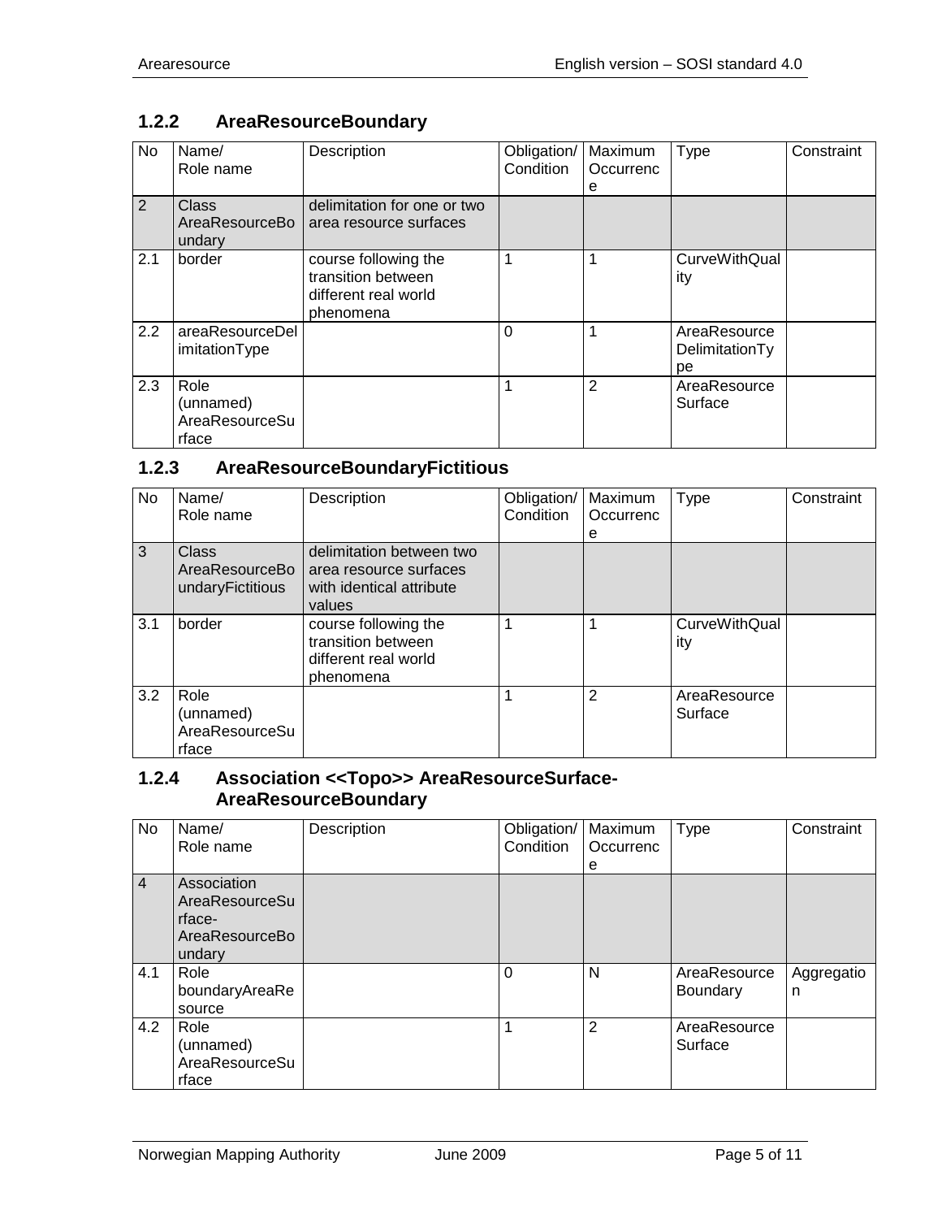### 1.2.2 AreaResourceBoundary

| No | Name/ Role name | Description | Obligation/ Condition | Maximum Occurrence | Type | Constraint |
|---|---|---|---|---|---|---|
| 2 | Class AreaResourceBoundary | delimitation for one or two area resource surfaces | | | | |
| 2.1 | border | course following the transition between different real world phenomena | 1 | 1 | CurveWithQuality | |
| 2.2 | areaResourceDelimitationType | | 0 | 1 | AreaResource DelimitationType | |
| 2.3 | Role (unnamed) AreaResourceSurface | | 1 | 2 | AreaResource Surface | |

### 1.2.3 AreaResourceBoundaryFictitious

| No | Name/ Role name | Description | Obligation/ Condition | Maximum Occurrence | Type | Constraint |
|---|---|---|---|---|---|---|
| 3 | Class AreaResourceBoundaryFictitious | delimitation between two area resource surfaces with identical attribute values | | | | |
| 3.1 | border | course following the transition between different real world phenomena | 1 | 1 | CurveWithQuality | |
| 3.2 | Role (unnamed) AreaResourceSurface | | 1 | 2 | AreaResource Surface | |

### 1.2.4 Association <<Topo>> AreaResourceSurface-AreaResourceBoundary

| No | Name/ Role name | Description | Obligation/ Condition | Maximum Occurrence | Type | Constraint |
|---|---|---|---|---|---|---|
| 4 | Association AreaResourceSurface-AreaResourceBoundary | | | | | |
| 4.1 | Role boundaryAreaResource | | 0 | N | AreaResource Boundary | Aggregation |
| 4.2 | Role (unnamed) AreaResourceSurface | | 1 | 2 | AreaResource Surface | |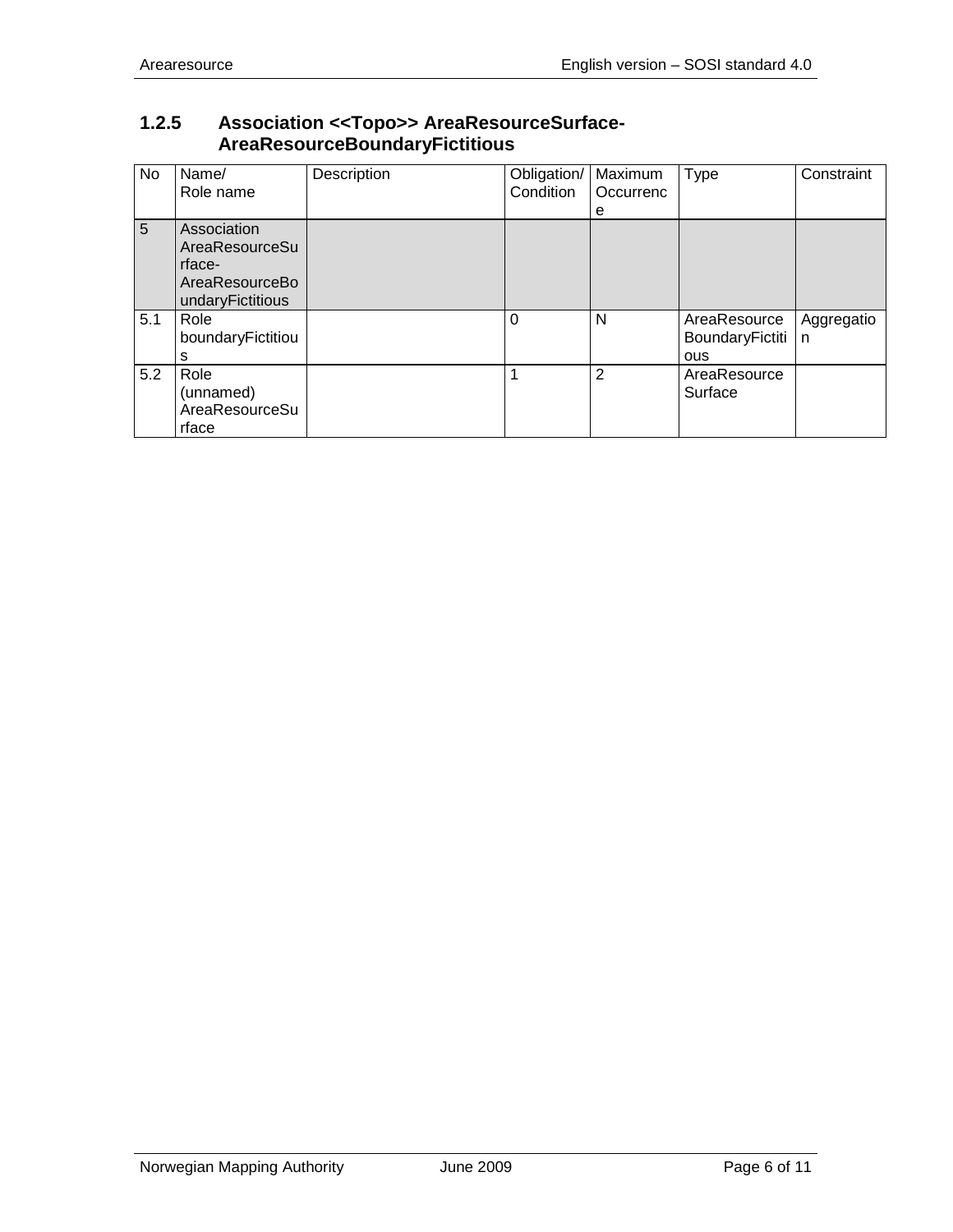### 1.2.5 Association <<Topo>> AreaResourceSurface-AreaResourceBoundaryFictitious

| No | Name/ Role name | Description | Obligation/ Condition | Maximum Occurrence | Type | Constraint |
|---|---|---|---|---|---|---|
| 5 | Association AreaResourceSurface-AreaResourceBoundaryFictitious | | | | | |
| 5.1 | Role boundaryFictitious | | 0 | N | AreaResource BoundaryFictitious | Aggregation |
| 5.2 | Role (unnamed) AreaResourceSurface | | 1 | 2 | AreaResource Surface | |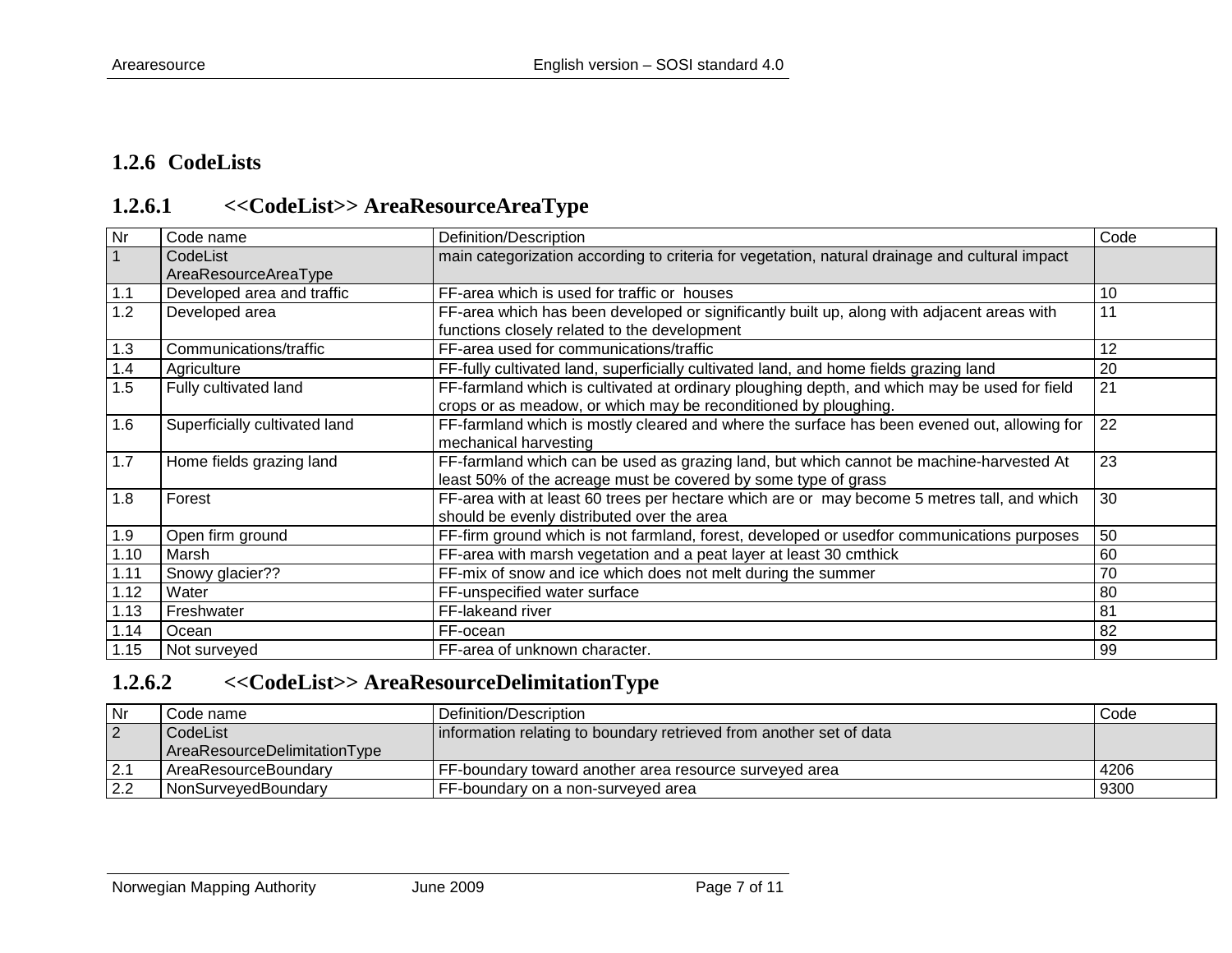## 1.2.6 CodeLists

### 1.2.6.1 <<CodeList>> AreaResourceAreaType

| Nr | Code name | Definition/Description | Code |
|---|---|---|---|
| 1 | CodeList AreaResourceAreaType | main categorization according to criteria for vegetation, natural drainage and cultural impact | |
| 1.1 | Developed area and traffic | FF-area which is used for traffic or  houses | 10 |
| 1.2 | Developed area | FF-area which has been developed or significantly built up, along with adjacent areas with functions closely related to the development | 11 |
| 1.3 | Communications/traffic | FF-area used for communications/traffic | 12 |
| 1.4 | Agriculture | FF-fully cultivated land, superficially cultivated land, and home fields grazing land | 20 |
| 1.5 | Fully cultivated land | FF-farmland which is cultivated at ordinary ploughing depth, and which may be used for field crops or as meadow, or which may be reconditioned by ploughing. | 21 |
| 1.6 | Superficially cultivated land | FF-farmland which is mostly cleared and where the surface has been evened out, allowing for mechanical harvesting | 22 |
| 1.7 | Home fields grazing land | FF-farmland which can be used as grazing land, but which cannot be machine-harvested At least 50% of the acreage must be covered by some type of grass | 23 |
| 1.8 | Forest | FF-area with at least 60 trees per hectare which are or  may become 5 metres tall, and which should be evenly distributed over the area | 30 |
| 1.9 | Open firm ground | FF-firm ground which is not farmland, forest, developed or usedfor communications purposes | 50 |
| 1.10 | Marsh | FF-area with marsh vegetation and a peat layer at least 30 cmthick | 60 |
| 1.11 | Snowy glacier?? | FF-mix of snow and ice which does not melt during the summer | 70 |
| 1.12 | Water | FF-unspecified water surface | 80 |
| 1.13 | Freshwater | FF-lakeand river | 81 |
| 1.14 | Ocean | FF-ocean | 82 |
| 1.15 | Not surveyed | FF-area of unknown character. | 99 |

### 1.2.6.2 <<CodeList>> AreaResourceDelimitationType

| Nr | Code name | Definition/Description | Code |
|---|---|---|---|
| 2 | CodeList AreaResourceDelimitationType | information relating to boundary retrieved from another set of data | |
| 2.1 | AreaResourceBoundary | FF-boundary toward another area resource surveyed area | 4206 |
| 2.2 | NonSurveyedBoundary | FF-boundary on a non-surveyed area | 9300 |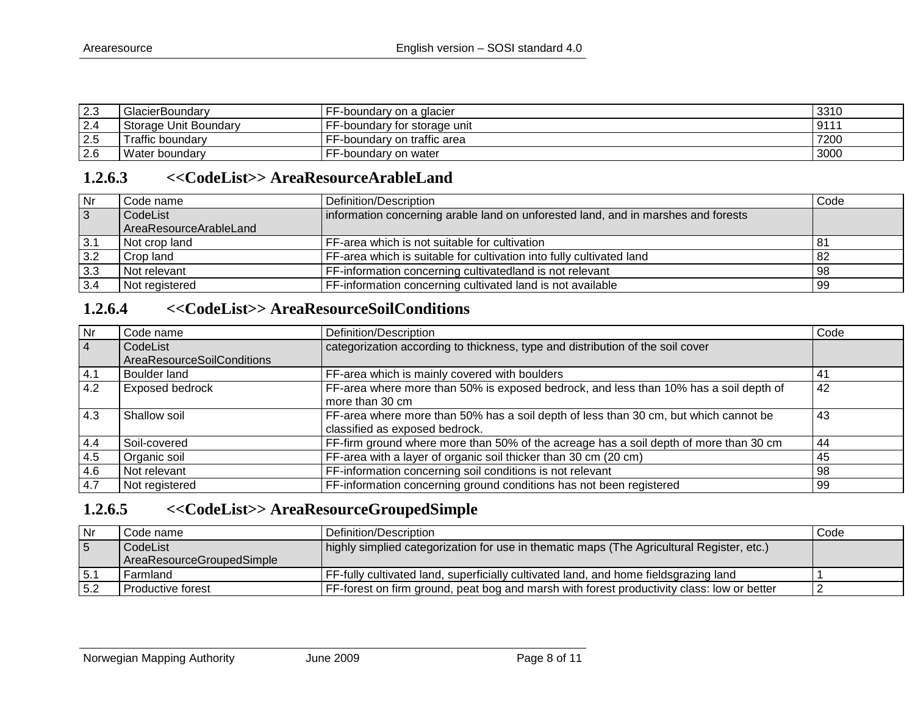| 2.3 | GlacierBoundary | FF-boundary on a glacier | 3310 |
|---|---|---|---|
| 2.4 | Storage Unit Boundary | FF-boundary for storage unit | 9111 |
| 2.5 | Traffic boundary | FF-boundary on traffic area | 7200 |
| 2.6 | Water boundary | FF-boundary on water | 3000 |

### 1.2.6.3 <<CodeList>> AreaResourceArableLand

| Nr | Code name | Definition/Description | Code |
|---|---|---|---|
| 3 | CodeList AreaResourceArableLand | information concerning arable land on unforested land, and in marshes and forests | |
| 3.1 | Not crop land | FF-area which is not suitable for cultivation | 81 |
| 3.2 | Crop land | FF-area which is suitable for cultivation into fully cultivated land | 82 |
| 3.3 | Not relevant | FF-information concerning cultivatedland is not relevant | 98 |
| 3.4 | Not registered | FF-information concerning cultivated land is not available | 99 |

### 1.2.6.4 <<CodeList>> AreaResourceSoilConditions

| Nr | Code name | Definition/Description | Code |
|---|---|---|---|
| 4 | CodeList AreaResourceSoilConditions | categorization according to thickness, type and distribution of the soil cover | |
| 4.1 | Boulder land | FF-area which is mainly covered with boulders | 41 |
| 4.2 | Exposed bedrock | FF-area where more than 50% is exposed bedrock, and less than 10% has a soil depth of more than 30 cm | 42 |
| 4.3 | Shallow soil | FF-area where more than 50% has a soil depth of less than 30 cm, but which cannot be classified as exposed bedrock. | 43 |
| 4.4 | Soil-covered | FF-firm ground where more than 50% of the acreage has a soil depth of more than 30 cm | 44 |
| 4.5 | Organic soil | FF-area with a layer of organic soil thicker than 30 cm (20 cm) | 45 |
| 4.6 | Not relevant | FF-information concerning soil conditions is not relevant | 98 |
| 4.7 | Not registered | FF-information concerning ground conditions has not been registered | 99 |

### 1.2.6.5 <<CodeList>> AreaResourceGroupedSimple

| Nr | Code name | Definition/Description | Code |
|---|---|---|---|
| 5 | CodeList AreaResourceGroupedSimple | highly simplied categorization for use in thematic maps (The Agricultural Register, etc.) | |
| 5.1 | Farmland | FF-fully cultivated land, superficially cultivated land, and home fieldsgrazing land | 1 |
| 5.2 | Productive forest | FF-forest on firm ground, peat bog and marsh with forest productivity class: low or better | 2 |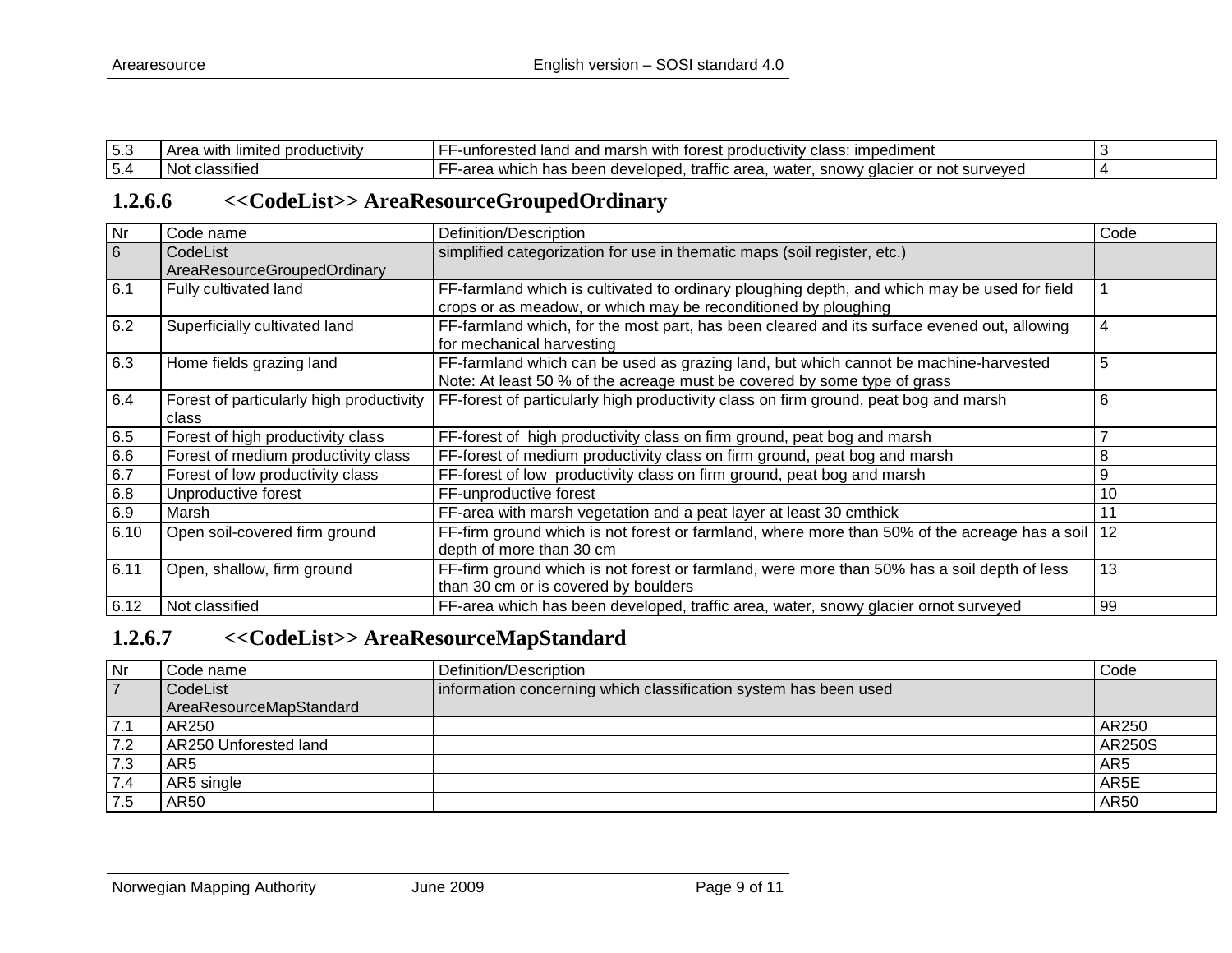| 5.3 | Area with limited productivity | FF-unforested land and marsh with forest productivity class: impediment | 3 |
| --- | --- | --- | --- |
| 5.4 | Not classified | FF-area which has been developed, traffic area, water, snowy glacier or not surveyed | 4 |

### 1.2.6.6 <<CodeList>> AreaResourceGroupedOrdinary

| Nr | Code name | Definition/Description | Code |
| --- | --- | --- | --- |
| 6 | CodeList AreaResourceGroupedOrdinary | simplified categorization for use in thematic maps (soil register, etc.) | |
| 6.1 | Fully cultivated land | FF-farmland which is cultivated to ordinary ploughing depth, and which may be used for field crops or as meadow, or which may be reconditioned by ploughing | 1 |
| 6.2 | Superficially cultivated land | FF-farmland which, for the most part, has been cleared and its surface evened out, allowing for mechanical harvesting | 4 |
| 6.3 | Home fields grazing land | FF-farmland which can be used as grazing land, but which cannot be machine-harvested Note: At least 50 % of the acreage must be covered by some type of grass | 5 |
| 6.4 | Forest of particularly high productivity class | FF-forest of particularly high productivity class on firm ground, peat bog and marsh | 6 |
| 6.5 | Forest of high productivity class | FF-forest of high productivity class on firm ground, peat bog and marsh | 7 |
| 6.6 | Forest of medium productivity class | FF-forest of medium productivity class on firm ground, peat bog and marsh | 8 |
| 6.7 | Forest of low productivity class | FF-forest of low productivity class on firm ground, peat bog and marsh | 9 |
| 6.8 | Unproductive forest | FF-unproductive forest | 10 |
| 6.9 | Marsh | FF-area with marsh vegetation and a peat layer at least 30 cmthick | 11 |
| 6.10 | Open soil-covered firm ground | FF-firm ground which is not forest or farmland, where more than 50% of the acreage has a soil depth of more than 30 cm | 12 |
| 6.11 | Open, shallow, firm ground | FF-firm ground which is not forest or farmland, were more than 50% has a soil depth of less than 30 cm or is covered by boulders | 13 |
| 6.12 | Not classified | FF-area which has been developed, traffic area, water, snowy glacier ornot surveyed | 99 |

### 1.2.6.7 <<CodeList>> AreaResourceMapStandard

| Nr | Code name | Definition/Description | Code |
| --- | --- | --- | --- |
| 7 | CodeList AreaResourceMapStandard | information concerning which classification system has been used | |
| 7.1 | AR250 | | AR250 |
| 7.2 | AR250 Unforested land | | AR250S |
| 7.3 | AR5 | | AR5 |
| 7.4 | AR5 single | | AR5E |
| 7.5 | AR50 | | AR50 |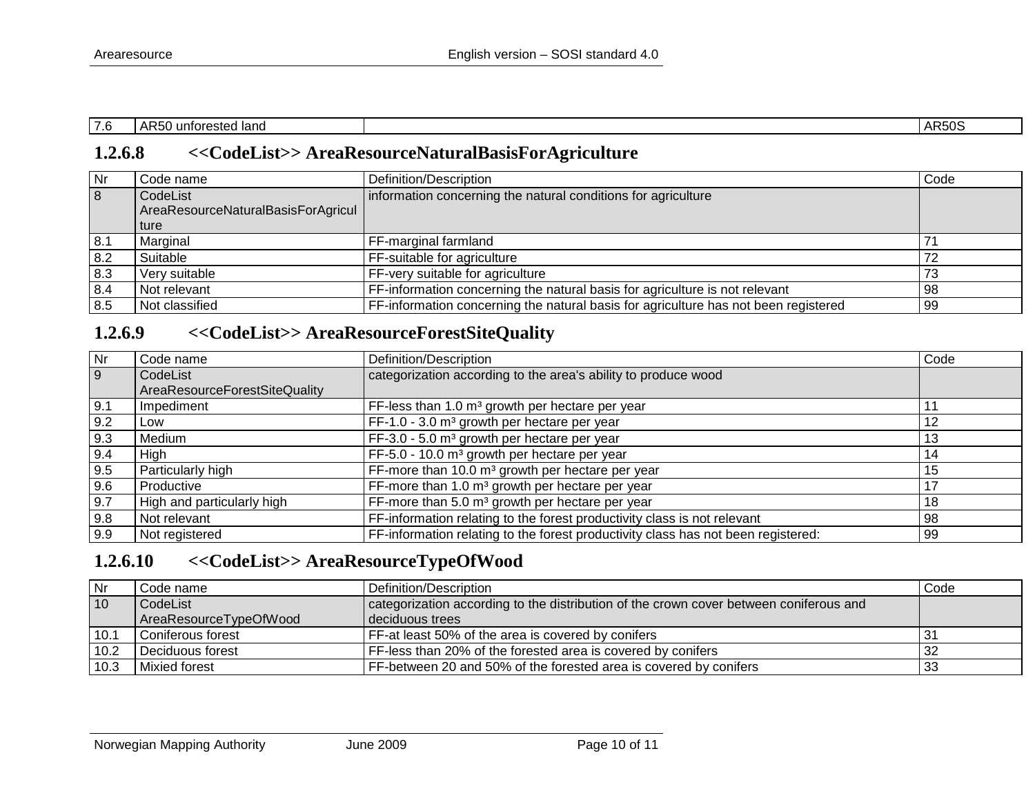| 7.6 | AR50 unforested land | | AR50S |
|---|---|---|---|

### 1.2.6.8 <<CodeList>> AreaResourceNaturalBasisForAgriculture

| Nr | Code name | Definition/Description | Code |
|---|---|---|---|
| 8 | CodeList AreaResourceNaturalBasisForAgriculture | information concerning the natural conditions for agriculture | |
| 8.1 | Marginal | FF-marginal farmland | 71 |
| 8.2 | Suitable | FF-suitable for agriculture | 72 |
| 8.3 | Very suitable | FF-very suitable for agriculture | 73 |
| 8.4 | Not relevant | FF-information concerning the natural basis for agriculture is not relevant | 98 |
| 8.5 | Not classified | FF-information concerning the natural basis for agriculture has not been registered | 99 |

### 1.2.6.9 <<CodeList>> AreaResourceForestSiteQuality

| Nr | Code name | Definition/Description | Code |
|---|---|---|---|
| 9 | CodeList AreaResourceForestSiteQuality | categorization according to the area's ability to produce wood | |
| 9.1 | Impediment | FF-less than 1.0 $m^3$ growth per hectare per year | 11 |
| 9.2 | Low | FF-1.0 - 3.0 $m^3$ growth per hectare per year | 12 |
| 9.3 | Medium | FF-3.0 - 5.0 $m^3$ growth per hectare per year | 13 |
| 9.4 | High | FF-5.0 - 10.0 $m^3$ growth per hectare per year | 14 |
| 9.5 | Particularly high | FF-more than 10.0 $m^3$ growth per hectare per year | 15 |
| 9.6 | Productive | FF-more than 1.0 $m^3$ growth per hectare per year | 17 |
| 9.7 | High and particularly high | FF-more than 5.0 $m^3$ growth per hectare per year | 18 |
| 9.8 | Not relevant | FF-information relating to the forest productivity class is not relevant | 98 |
| 9.9 | Not registered | FF-information relating to the forest productivity class has not been registered: | 99 |

### 1.2.6.10 <<CodeList>> AreaResourceTypeOfWood

| Nr | Code name | Definition/Description | Code |
|---|---|---|---|
| 10 | CodeList AreaResourceTypeOfWood | categorization according to the distribution of the crown cover between coniferous and deciduous trees | |
| 10.1 | Coniferous forest | FF-at least 50% of the area is covered by conifers | 31 |
| 10.2 | Deciduous forest | FF-less than 20% of the forested area is covered by conifers | 32 |
| 10.3 | Mixied forest | FF-between 20 and 50% of the forested area is covered by conifers | 33 |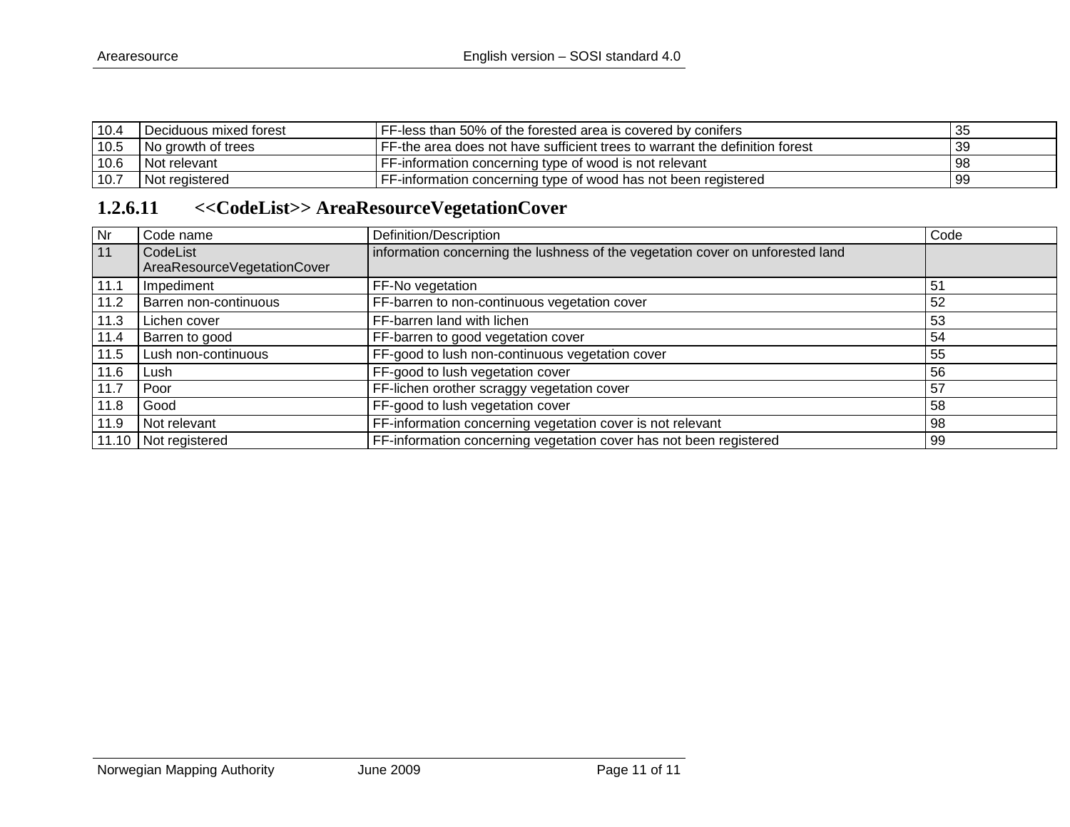| | | | |
|---|---|---|---|
| 10.4 | Deciduous mixed forest | FF-less than 50% of the forested area is covered by conifers | 35 |
| 10.5 | No growth of trees | FF-the area does not have sufficient trees to warrant the definition forest | 39 |
| 10.6 | Not relevant | FF-information concerning type of wood is not relevant | 98 |
| 10.7 | Not registered | FF-information concerning type of wood has not been registered | 99 |

### 1.2.6.11 <<CodeList>> AreaResourceVegetationCover

| Nr | Code name | Definition/Description | Code |
|---|---|---|---|
| 11 | CodeList AreaResourceVegetationCover | information concerning the lushness of the vegetation cover on unforested land | |
| 11.1 | Impediment | FF-No vegetation | 51 |
| 11.2 | Barren non-continuous | FF-barren to non-continuous vegetation cover | 52 |
| 11.3 | Lichen cover | FF-barren land with lichen | 53 |
| 11.4 | Barren to good | FF-barren to good vegetation cover | 54 |
| 11.5 | Lush non-continuous | FF-good to lush non-continuous vegetation cover | 55 |
| 11.6 | Lush | FF-good to lush vegetation cover | 56 |
| 11.7 | Poor | FF-lichen orother scraggy vegetation cover | 57 |
| 11.8 | Good | FF-good to lush vegetation cover | 58 |
| 11.9 | Not relevant | FF-information concerning vegetation cover is not relevant | 98 |
| 11.10 | Not registered | FF-information concerning vegetation cover has not been registered | 99 |